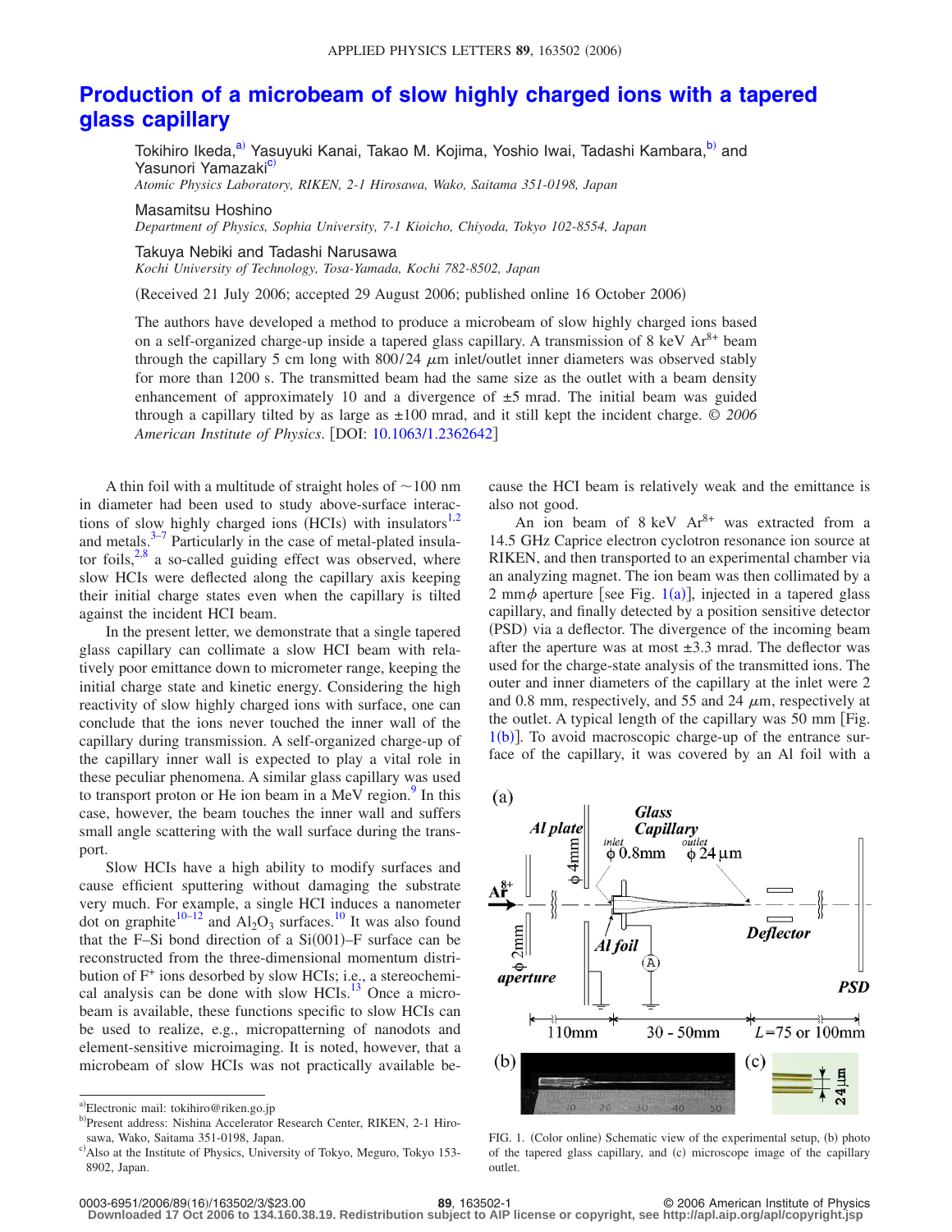# Production of a microbeam of slow highly charged ions with a tapered glass capillary

Tokihiro Ikeda,[a] Yasuyuki Kanai, Takao M. Kojima, Yoshio Iwai, Tadashi Kambara,[b] and Yasunori Yamazaki[c]
*Atomic Physics Laboratory, RIKEN, 2-1 Hirosawa, Wako, Saitama 351-0198, Japan*

Masamitsu Hoshino
*Department of Physics, Sophia University, 7-1 Kioicho, Chiyoda, Tokyo 102-8554, Japan*

Takuya Nebiki and Tadashi Narusawa
*Kochi University of Technology, Tosa-Yamada, Kochi 782-8502, Japan*

(Received 21 July 2006; accepted 29 August 2006; published online 16 October 2006)

The authors have developed a method to produce a microbeam of slow highly charged ions based on a self-organized charge-up inside a tapered glass capillary. A transmission of 8 keV $Ar^{8+}$ beam through the capillary 5 cm long with 800/24 $\mu$m inlet/outlet inner diameters was observed stably for more than 1200 s. The transmitted beam had the same size as the outlet with a beam density enhancement of approximately 10 and a divergence of ±5 mrad. The initial beam was guided through a capillary tilted by as large as ±100 mrad, and it still kept the incident charge. © *2006 American Institute of Physics*. [DOI: 10.1063/1.2362642]

A thin foil with a multitude of straight holes of ~100 nm in diameter had been used to study above-surface interactions of slow highly charged ions (HCIs) with insulators[1,2] and metals.[3–7] Particularly in the case of metal-plated insulator foils,[2,8] a so-called guiding effect was observed, where slow HCIs were deflected along the capillary axis keeping their initial charge states even when the capillary is tilted against the incident HCI beam.

In the present letter, we demonstrate that a single tapered glass capillary can collimate a slow HCI beam with relatively poor emittance down to micrometer range, keeping the initial charge state and kinetic energy. Considering the high reactivity of slow highly charged ions with surface, one can conclude that the ions never touched the inner wall of the capillary during transmission. A self-organized charge-up of the capillary inner wall is expected to play a vital role in these peculiar phenomena. A similar glass capillary was used to transport proton or He ion beam in a MeV region.[9] In this case, however, the beam touches the inner wall and suffers small angle scattering with the wall surface during the transport.

Slow HCIs have a high ability to modify surfaces and cause efficient sputtering without damaging the substrate very much. For example, a single HCI induces a nanometer dot on graphite[10–12] and $Al_2O_3$ surfaces.[10] It was also found that the F–Si bond direction of a Si(001)–F surface can be reconstructed from the three-dimensional momentum distribution of $F^+$ ions desorbed by slow HCIs; i.e., a stereochemical analysis can be done with slow HCIs.[13] Once a microbeam is available, these functions specific to slow HCIs can be used to realize, e.g., micropatterning of nanodots and element-sensitive microimaging. It is noted, however, that a microbeam of slow HCIs was not practically available because the HCI beam is relatively weak and the emittance is also not good.

An ion beam of 8 keV $Ar^{8+}$ was extracted from a 14.5 GHz Caprice electron cyclotron resonance ion source at RIKEN, and then transported to an experimental chamber via an analyzing magnet. The ion beam was then collimated by a 2 mm$\phi$ aperture [see Fig. 1(a)], injected in a tapered glass capillary, and finally detected by a position sensitive detector (PSD) via a deflector. The divergence of the incoming beam after the aperture was at most ±3.3 mrad. The deflector was used for the charge-state analysis of the transmitted ions. The outer and inner diameters of the capillary at the inlet were 2 and 0.8 mm, respectively, and 55 and 24 $\mu$m, respectively at the outlet. A typical length of the capillary was 50 mm [Fig. 1(b)]. To avoid macroscopic charge-up of the entrance surface of the capillary, it was covered by an Al foil with a

FIG. 1. (Color online) Schematic view of the experimental setup, (b) photo of the tapered glass capillary, and (c) microscope image of the capillary outlet.

[a]Electronic mail: tokihiro@riken.go.jp
[b]Present address: Nishina Accelerator Research Center, RIKEN, 2-1 Hirosawa, Wako, Saitama 351-0198, Japan.
[c]Also at the Institute of Physics, University of Tokyo, Meguro, Tokyo 153-8902, Japan.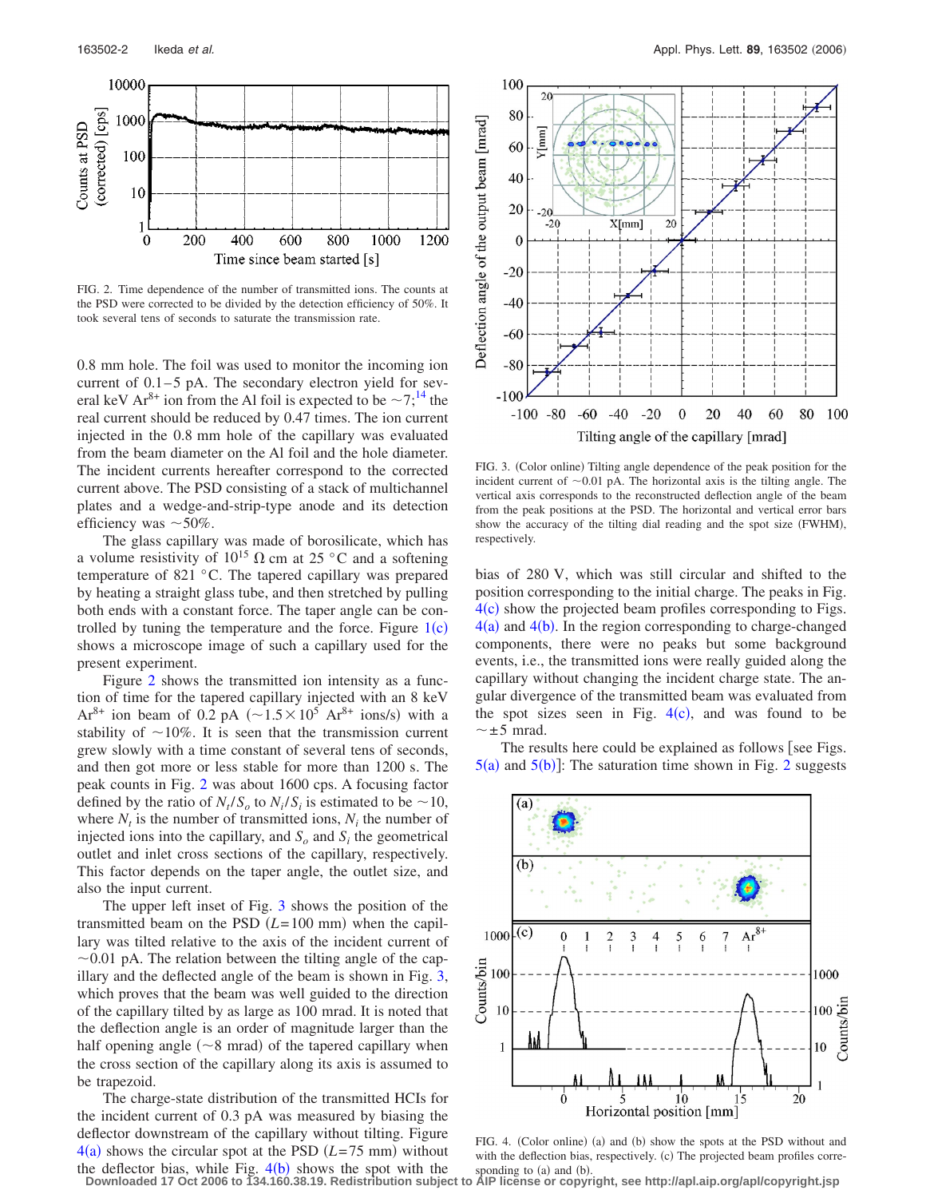FIG. 2. Time dependence of the number of transmitted ions. The counts at the PSD were corrected to be divided by the detection efficiency of 50%. It took several tens of seconds to saturate the transmission rate.

0.8 mm hole. The foil was used to monitor the incoming ion current of 0.1–5 pA. The secondary electron yield for several keV $Ar^{8+}$ ion from the Al foil is expected to be ~7;[14] the real current should be reduced by 0.47 times. The ion current injected in the 0.8 mm hole of the capillary was evaluated from the beam diameter on the Al foil and the hole diameter. The incident currents hereafter correspond to the corrected current above. The PSD consisting of a stack of multichannel plates and a wedge-and-strip-type anode and its detection efficiency was ~50%.

The glass capillary was made of borosilicate, which has a volume resistivity of $10^{15}$ Ω cm at 25 °C and a softening temperature of 821 °C. The tapered capillary was prepared by heating a straight glass tube, and then stretched by pulling both ends with a constant force. The taper angle can be controlled by tuning the temperature and the force. Figure 1(c) shows a microscope image of such a capillary used for the present experiment.

Figure 2 shows the transmitted ion intensity as a function of time for the tapered capillary injected with an 8 keV $Ar^{8+}$ ion beam of 0.2 pA (~$1.5\times10^{5}$ $Ar^{8+}$ ions/s) with a stability of ~10%. It is seen that the transmission current grew slowly with a time constant of several tens of seconds, and then got more or less stable for more than 1200 s. The peak counts in Fig. 2 was about 1600 cps. A focusing factor defined by the ratio of $N_t/S_o$ to $N_i/S_i$ is estimated to be ~10, where $N_t$ is the number of transmitted ions, $N_i$ the number of injected ions into the capillary, and $S_o$ and $S_i$ the geometrical outlet and inlet cross sections of the capillary, respectively. This factor depends on the taper angle, the outlet size, and also the input current.

The upper left inset of Fig. 3 shows the position of the transmitted beam on the PSD ($L$=100 mm) when the capillary was tilted relative to the axis of the incident current of ~0.01 pA. The relation between the tilting angle of the capillary and the deflected angle of the beam is shown in Fig. 3, which proves that the beam was well guided to the direction of the capillary tilted by as large as 100 mrad. It is noted that the deflection angle is an order of magnitude larger than the half opening angle (~8 mrad) of the tapered capillary when the cross section of the capillary along its axis is assumed to be trapezoid.

The charge-state distribution of the transmitted HCIs for the incident current of 0.3 pA was measured by biasing the deflector downstream of the capillary without tilting. Figure 4(a) shows the circular spot at the PSD ($L$=75 mm) without the deflector bias, while Fig. 4(b) shows the spot with the bias of 280 V, which was still circular and shifted to the position corresponding to the initial charge. The peaks in Fig. 4(c) show the projected beam profiles corresponding to Figs. 4(a) and 4(b). In the region corresponding to charge-changed components, there were no peaks but some background events, i.e., the transmitted ions were really guided along the capillary without changing the incident charge state. The angular divergence of the transmitted beam was evaluated from the spot sizes seen in Fig. 4(c), and was found to be ~±5 mrad.

The results here could be explained as follows [see Figs. 5(a) and 5(b)]: The saturation time shown in Fig. 2 suggests

FIG. 3. (Color online) Tilting angle dependence of the peak position for the incident current of ~0.01 pA. The horizontal axis is the tilting angle. The vertical axis corresponds to the reconstructed deflection angle of the beam from the peak positions at the PSD. The horizontal and vertical error bars show the accuracy of the tilting dial reading and the spot size (FWHM), respectively.

FIG. 4. (Color online) (a) and (b) show the spots at the PSD without and with the deflection bias, respectively. (c) The projected beam profiles corresponding to (a) and (b).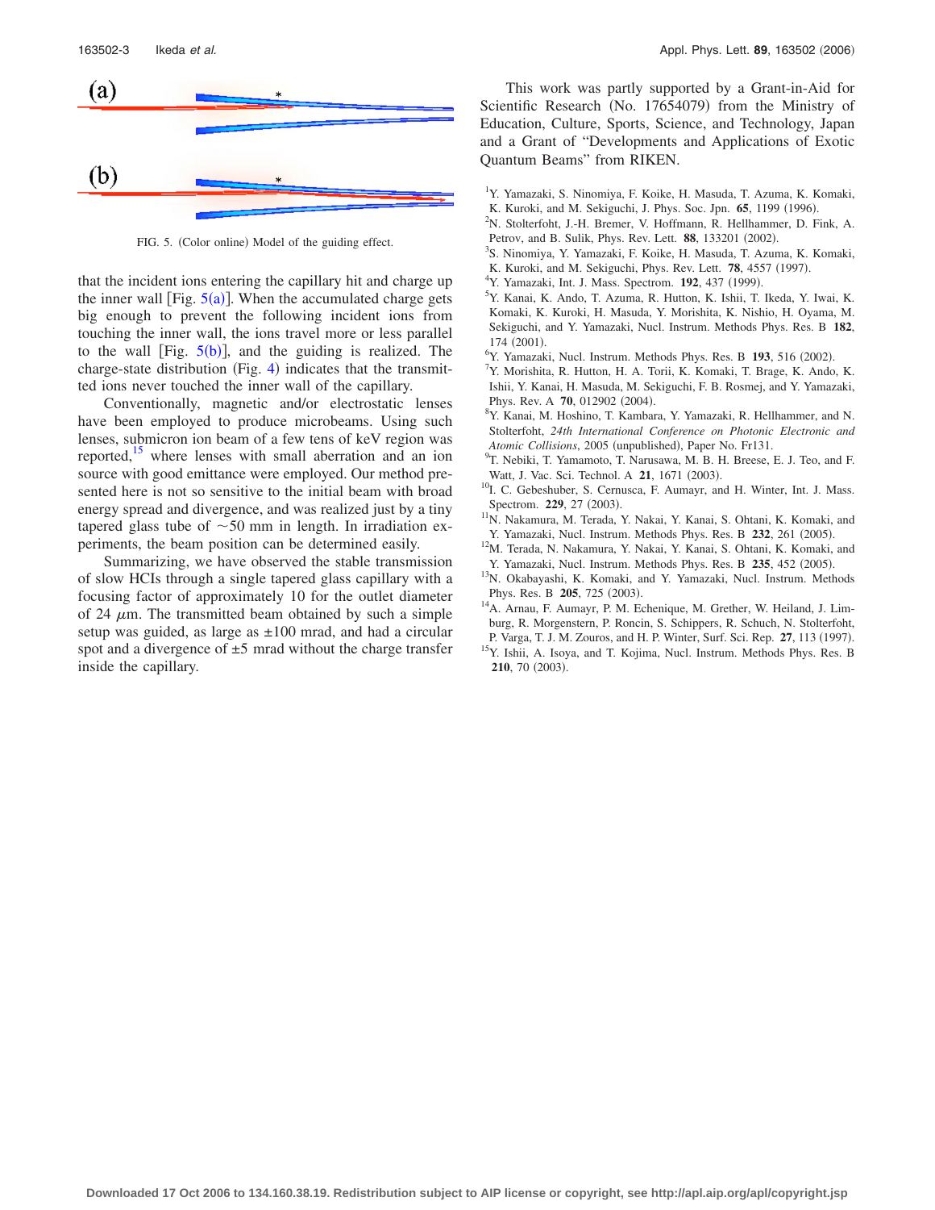(a)

*

(b)

*

FIG. 5. (Color online) Model of the guiding effect.

that the incident ions entering the capillary hit and charge up the inner wall [Fig. 5(a)]. When the accumulated charge gets big enough to prevent the following incident ions from touching the inner wall, the ions travel more or less parallel to the wall [Fig. 5(b)], and the guiding is realized. The charge-state distribution (Fig. 4) indicates that the transmitted ions never touched the inner wall of the capillary.

Conventionally, magnetic and/or electrostatic lenses have been employed to produce microbeams. Using such lenses, submicron ion beam of a few tens of keV region was reported,[15] where lenses with small aberration and an ion source with good emittance were employed. Our method presented here is not so sensitive to the initial beam with broad energy spread and divergence, and was realized just by a tiny tapered glass tube of ~50 mm in length. In irradiation experiments, the beam position can be determined easily.

Summarizing, we have observed the stable transmission of slow HCIs through a single tapered glass capillary with a focusing factor of approximately 10 for the outlet diameter of 24 $\mu$m. The transmitted beam obtained by such a simple setup was guided, as large as ±100 mrad, and had a circular spot and a divergence of ±5 mrad without the charge transfer inside the capillary.

This work was partly supported by a Grant-in-Aid for Scientific Research (No. 17654079) from the Ministry of Education, Culture, Sports, Science, and Technology, Japan and a Grant of "Developments and Applications of Exotic Quantum Beams" from RIKEN.

[1] Y. Yamazaki, S. Ninomiya, F. Koike, H. Masuda, T. Azuma, K. Komaki, K. Kuroki, and M. Sekiguchi, J. Phys. Soc. Jpn. **65**, 1199 (1996).

[2] N. Stolterfoht, J.-H. Bremer, V. Hoffmann, R. Hellhammer, D. Fink, A. Petrov, and B. Sulik, Phys. Rev. Lett. **88**, 133201 (2002).

[3] S. Ninomiya, Y. Yamazaki, F. Koike, H. Masuda, T. Azuma, K. Komaki, K. Kuroki, and M. Sekiguchi, Phys. Rev. Lett. **78**, 4557 (1997).

[4] Y. Yamazaki, Int. J. Mass. Spectrom. **192**, 437 (1999).

[5] Y. Kanai, K. Ando, T. Azuma, R. Hutton, K. Ishii, T. Ikeda, Y. Iwai, K. Komaki, K. Kuroki, H. Masuda, Y. Morishita, K. Nishio, H. Oyama, M. Sekiguchi, and Y. Yamazaki, Nucl. Instrum. Methods Phys. Res. B **182**, 174 (2001).

[6] Y. Yamazaki, Nucl. Instrum. Methods Phys. Res. B **193**, 516 (2002).

[7] Y. Morishita, R. Hutton, H. A. Torii, K. Komaki, T. Brage, K. Ando, K. Ishii, Y. Kanai, H. Masuda, M. Sekiguchi, F. B. Rosmej, and Y. Yamazaki, Phys. Rev. A **70**, 012902 (2004).

[8] Y. Kanai, M. Hoshino, T. Kambara, Y. Yamazaki, R. Hellhammer, and N. Stolterfoht, *24th International Conference on Photonic Electronic and Atomic Collisions*, 2005 (unpublished), Paper No. Fr131.

[9] T. Nebiki, T. Yamamoto, T. Narusawa, M. B. H. Breese, E. J. Teo, and F. Watt, J. Vac. Sci. Technol. A **21**, 1671 (2003).

[10] I. C. Gebeshuber, S. Cernusca, F. Aumayr, and H. Winter, Int. J. Mass. Spectrom. **229**, 27 (2003).

[11] N. Nakamura, M. Terada, Y. Nakai, Y. Kanai, S. Ohtani, K. Komaki, and Y. Yamazaki, Nucl. Instrum. Methods Phys. Res. B **232**, 261 (2005).

[12] M. Terada, N. Nakamura, Y. Nakai, Y. Kanai, S. Ohtani, K. Komaki, and Y. Yamazaki, Nucl. Instrum. Methods Phys. Res. B **235**, 452 (2005).

[13] N. Okabayashi, K. Komaki, and Y. Yamazaki, Nucl. Instrum. Methods Phys. Res. B **205**, 725 (2003).

[14] A. Arnau, F. Aumayr, P. M. Echenique, M. Grether, W. Heiland, J. Limburg, R. Morgenstern, P. Roncin, S. Schippers, R. Schuch, N. Stolterfoht, P. Varga, T. J. M. Zouros, and H. P. Winter, Surf. Sci. Rep. **27**, 113 (1997).

[15] Y. Ishii, A. Isoya, and T. Kojima, Nucl. Instrum. Methods Phys. Res. B **210**, 70 (2003).